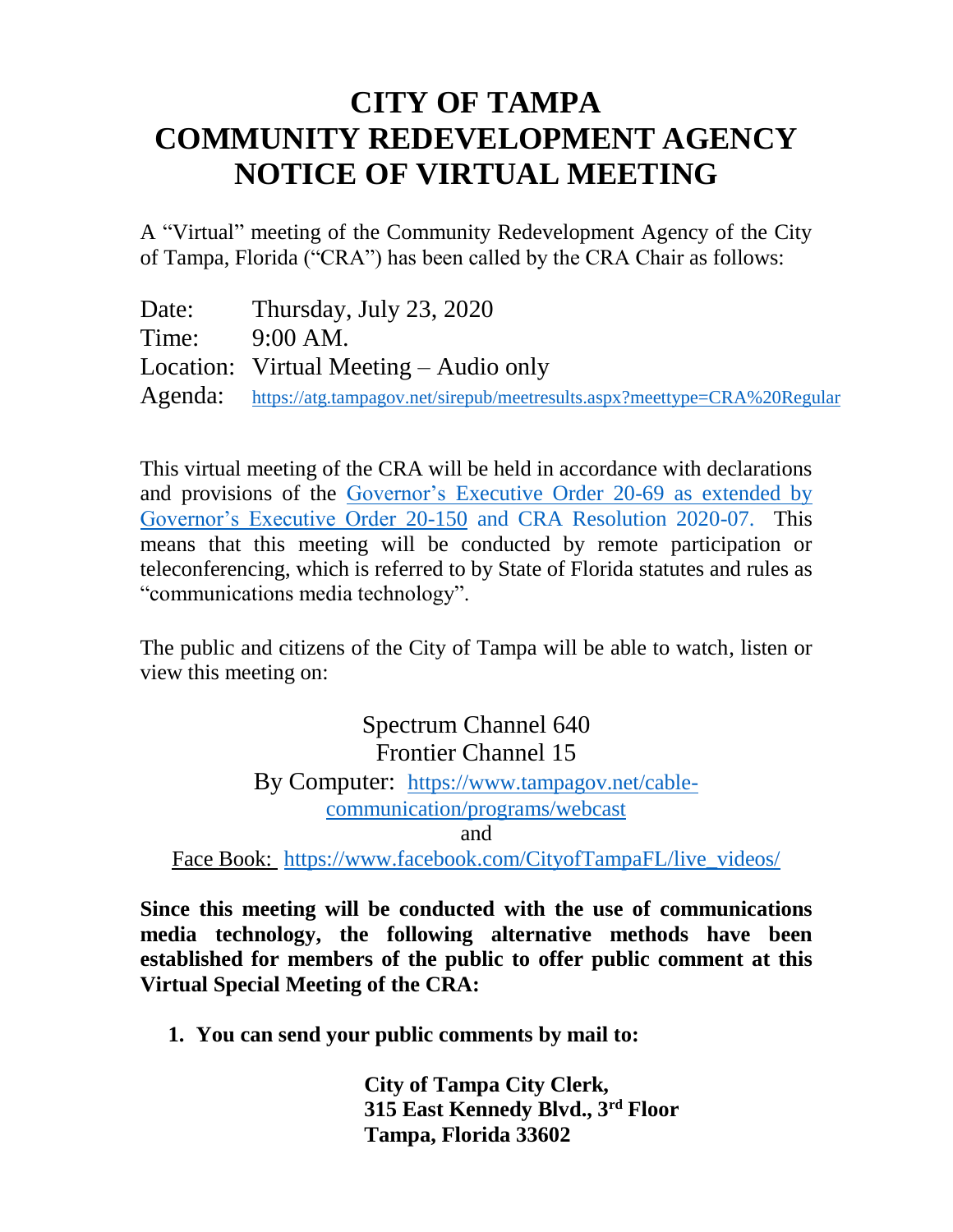# CITY OF TAMPA
# COMMUNITY REDEVELOPMENT AGENCY
# NOTICE OF VIRTUAL MEETING

A "Virtual" meeting of the Community Redevelopment Agency of the City of Tampa, Florida ("CRA") has been called by the CRA Chair as follows:

Date: Thursday, July 23, 2020
Time: 9:00 AM.
Location: Virtual Meeting – Audio only
Agenda: https://atg.tampagov.net/sirepub/meetresults.aspx?meettype=CRA%20Regular

This virtual meeting of the CRA will be held in accordance with declarations and provisions of the Governor's Executive Order 20-69 as extended by Governor's Executive Order 20-150 and CRA Resolution 2020-07. This means that this meeting will be conducted by remote participation or teleconferencing, which is referred to by State of Florida statutes and rules as "communications media technology".

The public and citizens of the City of Tampa will be able to watch, listen or view this meeting on:

Spectrum Channel 640
Frontier Channel 15
By Computer: https://www.tampagov.net/cable-communication/programs/webcast
and
Face Book: https://www.facebook.com/CityofTampaFL/live_videos/

**Since this meeting will be conducted with the use of communications media technology, the following alternative methods have been established for members of the public to offer public comment at this Virtual Special Meeting of the CRA:**

1. **You can send your public comments by mail to:**

   **City of Tampa City Clerk,**
   **315 East Kennedy Blvd., 3rd Floor**
   **Tampa, Florida 33602**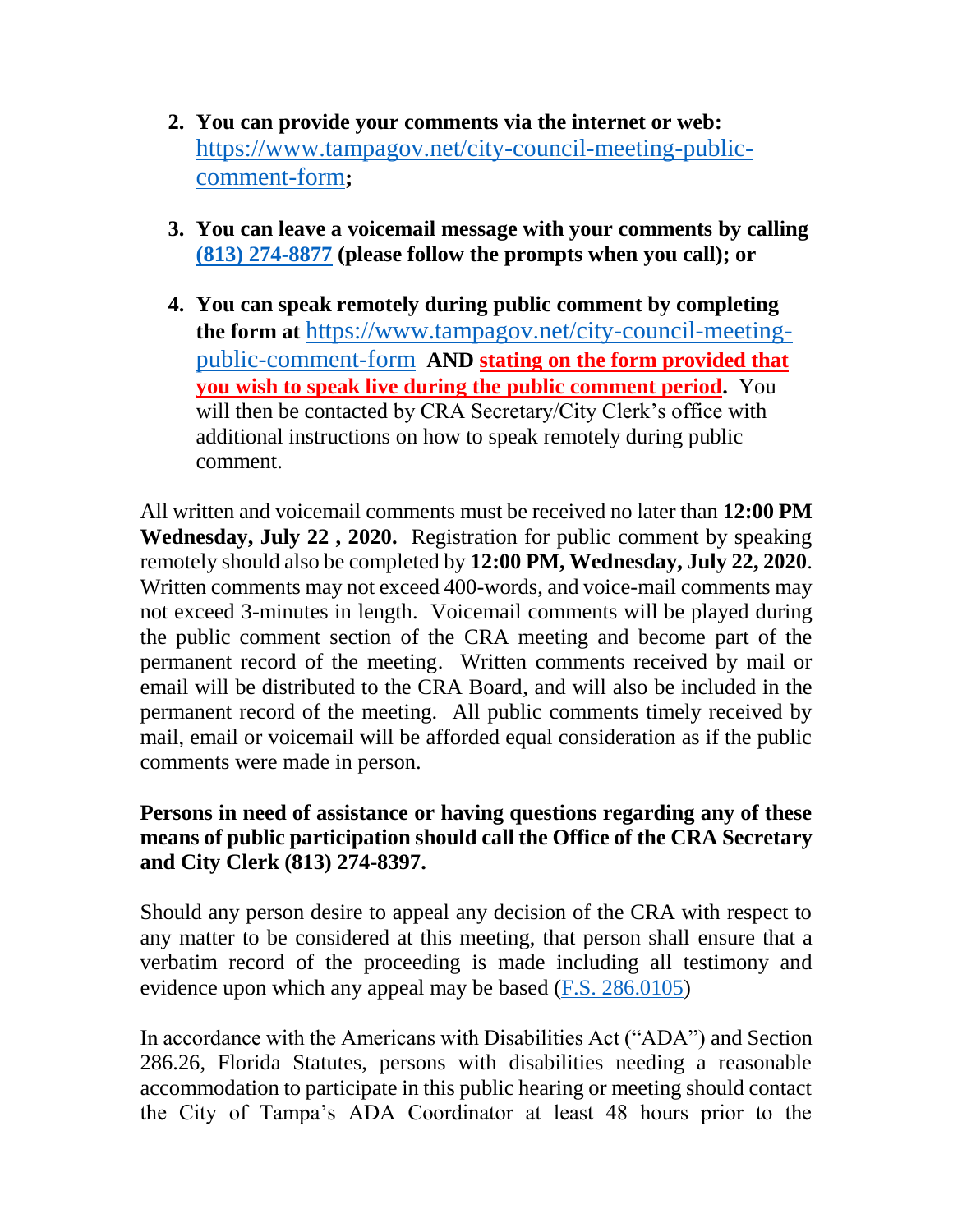2. **You can provide your comments via the internet or web:** [https://www.tampagov.net/city-council-meeting-public-comment-form](https://www.tampagov.net/city-council-meeting-public-comment-form)**;**

3. **You can leave a voicemail message with your comments by calling [(813) 274-8877](tel:8132748877) (please follow the prompts when you call); or**

4. **You can speak remotely during public comment by completing the form at** [https://www.tampagov.net/city-council-meeting-public-comment-form](https://www.tampagov.net/city-council-meeting-public-comment-form) **AND stating on the form provided that you wish to speak live during the public comment period.** You will then be contacted by CRA Secretary/City Clerk's office with additional instructions on how to speak remotely during public comment.

All written and voicemail comments must be received no later than **12:00 PM Wednesday, July 22 , 2020.** Registration for public comment by speaking remotely should also be completed by **12:00 PM, Wednesday, July 22, 2020**. Written comments may not exceed 400-words, and voice-mail comments may not exceed 3-minutes in length. Voicemail comments will be played during the public comment section of the CRA meeting and become part of the permanent record of the meeting. Written comments received by mail or email will be distributed to the CRA Board, and will also be included in the permanent record of the meeting. All public comments timely received by mail, email or voicemail will be afforded equal consideration as if the public comments were made in person.

**Persons in need of assistance or having questions regarding any of these means of public participation should call the Office of the CRA Secretary and City Clerk (813) 274-8397.**

Should any person desire to appeal any decision of the CRA with respect to any matter to be considered at this meeting, that person shall ensure that a verbatim record of the proceeding is made including all testimony and evidence upon which any appeal may be based ([F.S. 286.0105](F.S. 286.0105))

In accordance with the Americans with Disabilities Act ("ADA") and Section 286.26, Florida Statutes, persons with disabilities needing a reasonable accommodation to participate in this public hearing or meeting should contact the City of Tampa's ADA Coordinator at least 48 hours prior to the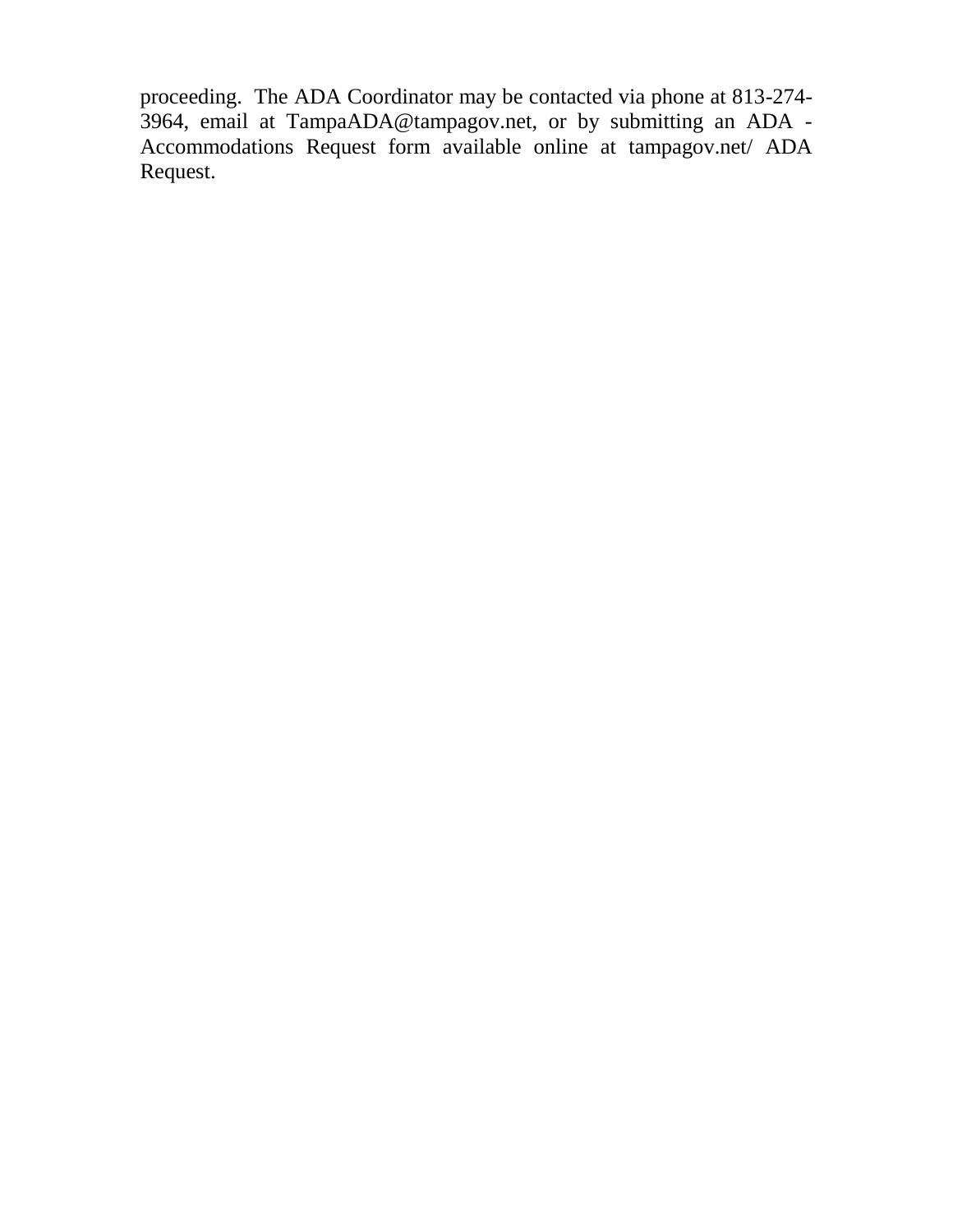proceeding. The ADA Coordinator may be contacted via phone at 813-274-3964, email at TampaADA@tampagov.net, or by submitting an ADA - Accommodations Request form available online at tampagov.net/ ADA Request.